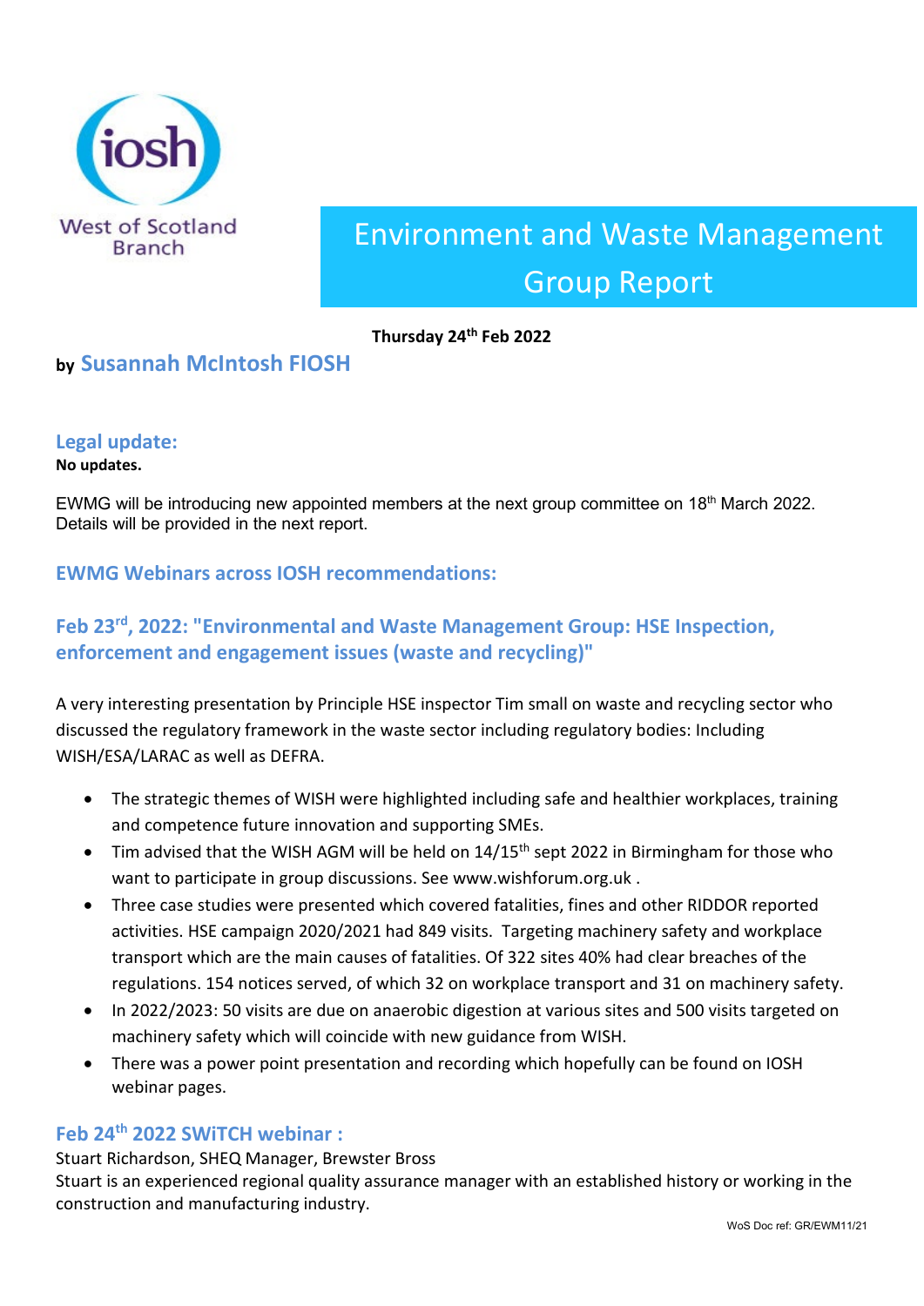West of Scotland Branch

# Environment and Waste Management Group Report

**Thursday 24th Feb 2022**

**by Susannah McIntosh FIOSH**

## Legal update:

**No updates.**

EWMG will be introducing new appointed members at the next group committee on 18th March 2022. Details will be provided in the next report.

## EWMG Webinars across IOSH recommendations:

### Feb 23rd, 2022: "Environmental and Waste Management Group: HSE Inspection, enforcement and engagement issues (waste and recycling)"

A very interesting presentation by Principle HSE inspector Tim small on waste and recycling sector who discussed the regulatory framework in the waste sector including regulatory bodies: Including WISH/ESA/LARAC as well as DEFRA.

- The strategic themes of WISH were highlighted including safe and healthier workplaces, training and competence future innovation and supporting SMEs.
- Tim advised that the WISH AGM will be held on 14/15th sept 2022 in Birmingham for those who want to participate in group discussions. See www.wishforum.org.uk .
- Three case studies were presented which covered fatalities, fines and other RIDDOR reported activities. HSE campaign 2020/2021 had 849 visits. Targeting machinery safety and workplace transport which are the main causes of fatalities. Of 322 sites 40% had clear breaches of the regulations. 154 notices served, of which 32 on workplace transport and 31 on machinery safety.
- In 2022/2023: 50 visits are due on anaerobic digestion at various sites and 500 visits targeted on machinery safety which will coincide with new guidance from WISH.
- There was a power point presentation and recording which hopefully can be found on IOSH webinar pages.

### Feb 24th 2022 SWiTCH webinar :

Stuart Richardson, SHEQ Manager, Brewster Bross
Stuart is an experienced regional quality assurance manager with an established history or working in the construction and manufacturing industry.

WoS Doc ref: GR/EWM11/21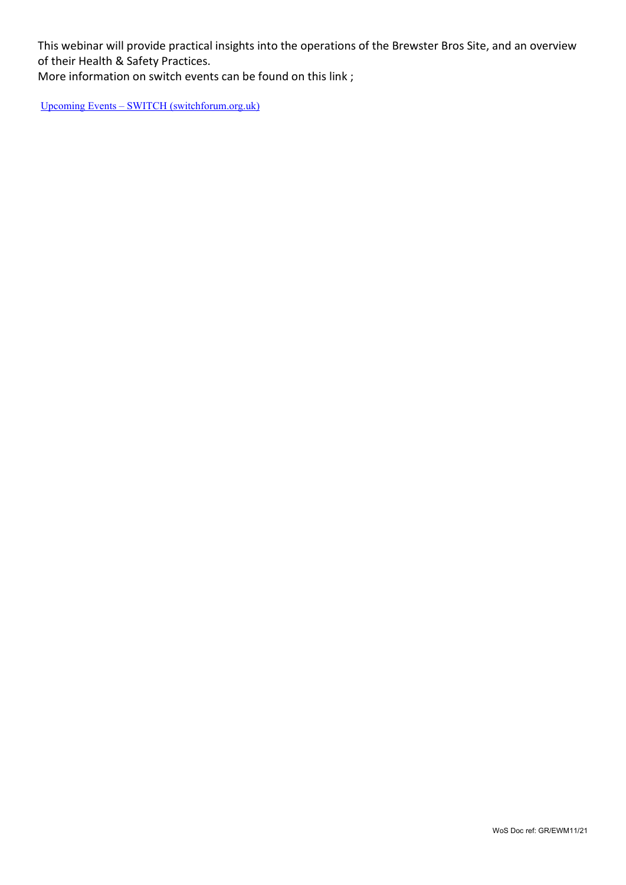This webinar will provide practical insights into the operations of the Brewster Bros Site, and an overview of their Health & Safety Practices.
More information on switch events can be found on this link ;

Upcoming Events – SWITCH (switchforum.org.uk)

WoS Doc ref: GR/EWM11/21